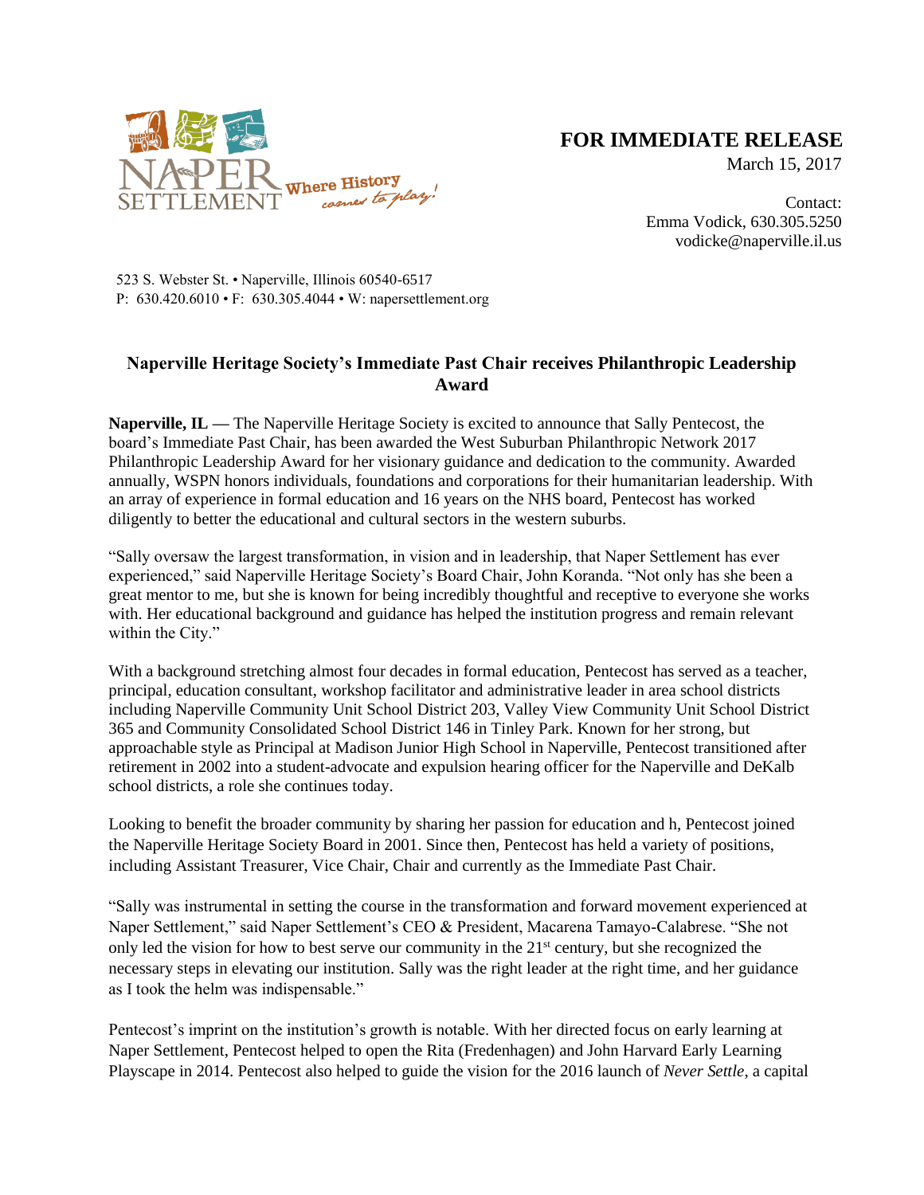NAPER SETTLEMENT Where History comes to play!

**FOR IMMEDIATE RELEASE**
March 15, 2017

Contact:
Emma Vodick, 630.305.5250
vodicke@naperville.il.us

523 S. Webster St. • Naperville, Illinois 60540-6517
P: 630.420.6010 • F: 630.305.4044 • W: napersettlement.org

## Naperville Heritage Society's Immediate Past Chair receives Philanthropic Leadership Award

**Naperville, IL —** The Naperville Heritage Society is excited to announce that Sally Pentecost, the board's Immediate Past Chair, has been awarded the West Suburban Philanthropic Network 2017 Philanthropic Leadership Award for her visionary guidance and dedication to the community. Awarded annually, WSPN honors individuals, foundations and corporations for their humanitarian leadership. With an array of experience in formal education and 16 years on the NHS board, Pentecost has worked diligently to better the educational and cultural sectors in the western suburbs.

"Sally oversaw the largest transformation, in vision and in leadership, that Naper Settlement has ever experienced," said Naperville Heritage Society's Board Chair, John Koranda. "Not only has she been a great mentor to me, but she is known for being incredibly thoughtful and receptive to everyone she works with. Her educational background and guidance has helped the institution progress and remain relevant within the City."

With a background stretching almost four decades in formal education, Pentecost has served as a teacher, principal, education consultant, workshop facilitator and administrative leader in area school districts including Naperville Community Unit School District 203, Valley View Community Unit School District 365 and Community Consolidated School District 146 in Tinley Park. Known for her strong, but approachable style as Principal at Madison Junior High School in Naperville, Pentecost transitioned after retirement in 2002 into a student-advocate and expulsion hearing officer for the Naperville and DeKalb school districts, a role she continues today.

Looking to benefit the broader community by sharing her passion for education and h, Pentecost joined the Naperville Heritage Society Board in 2001. Since then, Pentecost has held a variety of positions, including Assistant Treasurer, Vice Chair, Chair and currently as the Immediate Past Chair.

"Sally was instrumental in setting the course in the transformation and forward movement experienced at Naper Settlement," said Naper Settlement's CEO & President, Macarena Tamayo-Calabrese. "She not only led the vision for how to best serve our community in the 21st century, but she recognized the necessary steps in elevating our institution. Sally was the right leader at the right time, and her guidance as I took the helm was indispensable."

Pentecost's imprint on the institution's growth is notable. With her directed focus on early learning at Naper Settlement, Pentecost helped to open the Rita (Fredenhagen) and John Harvard Early Learning Playscape in 2014. Pentecost also helped to guide the vision for the 2016 launch of *Never Settle*, a capital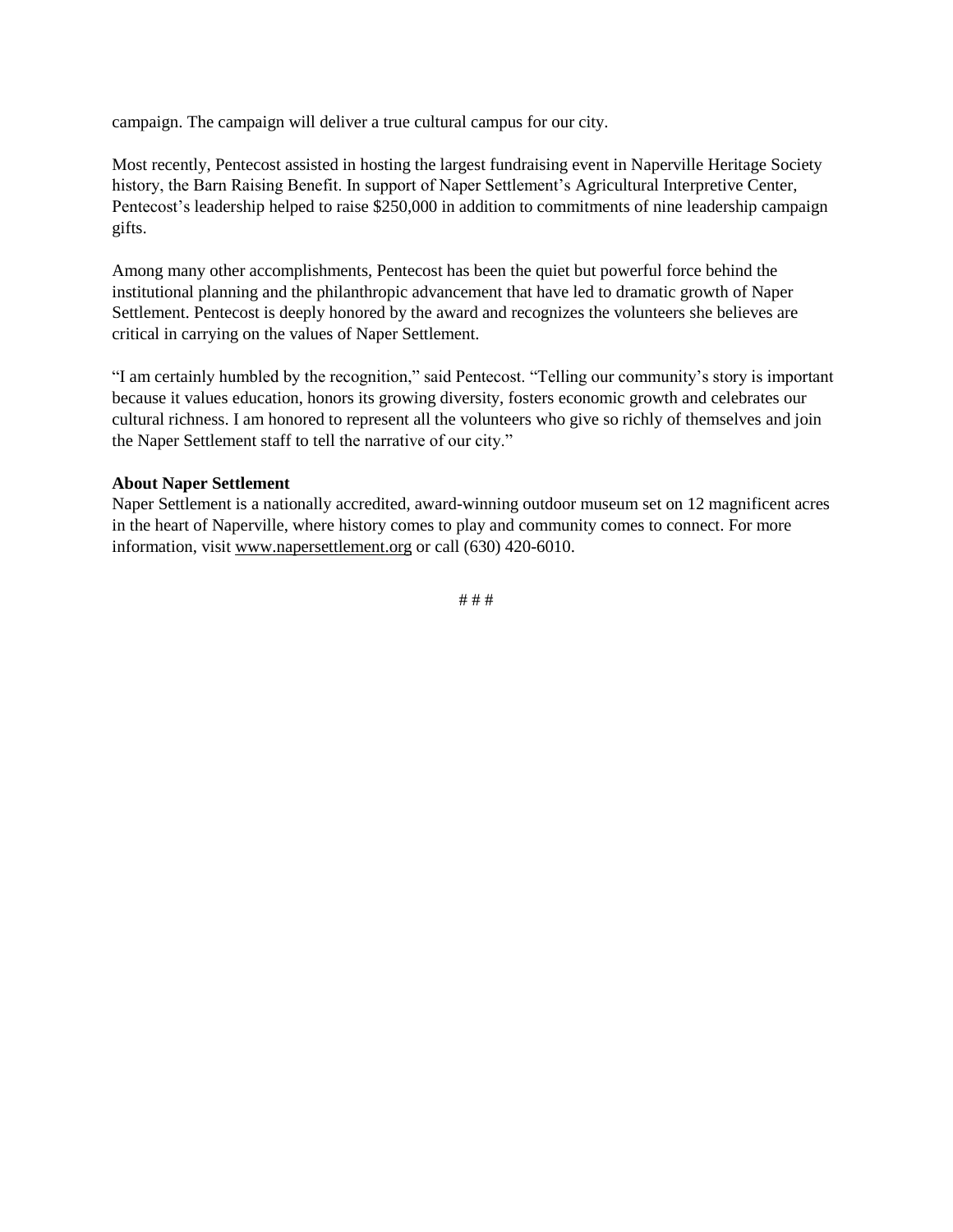campaign. The campaign will deliver a true cultural campus for our city.

Most recently, Pentecost assisted in hosting the largest fundraising event in Naperville Heritage Society history, the Barn Raising Benefit. In support of Naper Settlement's Agricultural Interpretive Center, Pentecost's leadership helped to raise $250,000 in addition to commitments of nine leadership campaign gifts.

Among many other accomplishments, Pentecost has been the quiet but powerful force behind the institutional planning and the philanthropic advancement that have led to dramatic growth of Naper Settlement. Pentecost is deeply honored by the award and recognizes the volunteers she believes are critical in carrying on the values of Naper Settlement.

"I am certainly humbled by the recognition," said Pentecost. "Telling our community's story is important because it values education, honors its growing diversity, fosters economic growth and celebrates our cultural richness. I am honored to represent all the volunteers who give so richly of themselves and join the Naper Settlement staff to tell the narrative of our city."

**About Naper Settlement**
Naper Settlement is a nationally accredited, award-winning outdoor museum set on 12 magnificent acres in the heart of Naperville, where history comes to play and community comes to connect. For more information, visit www.napersettlement.org or call (630) 420-6010.

# # #